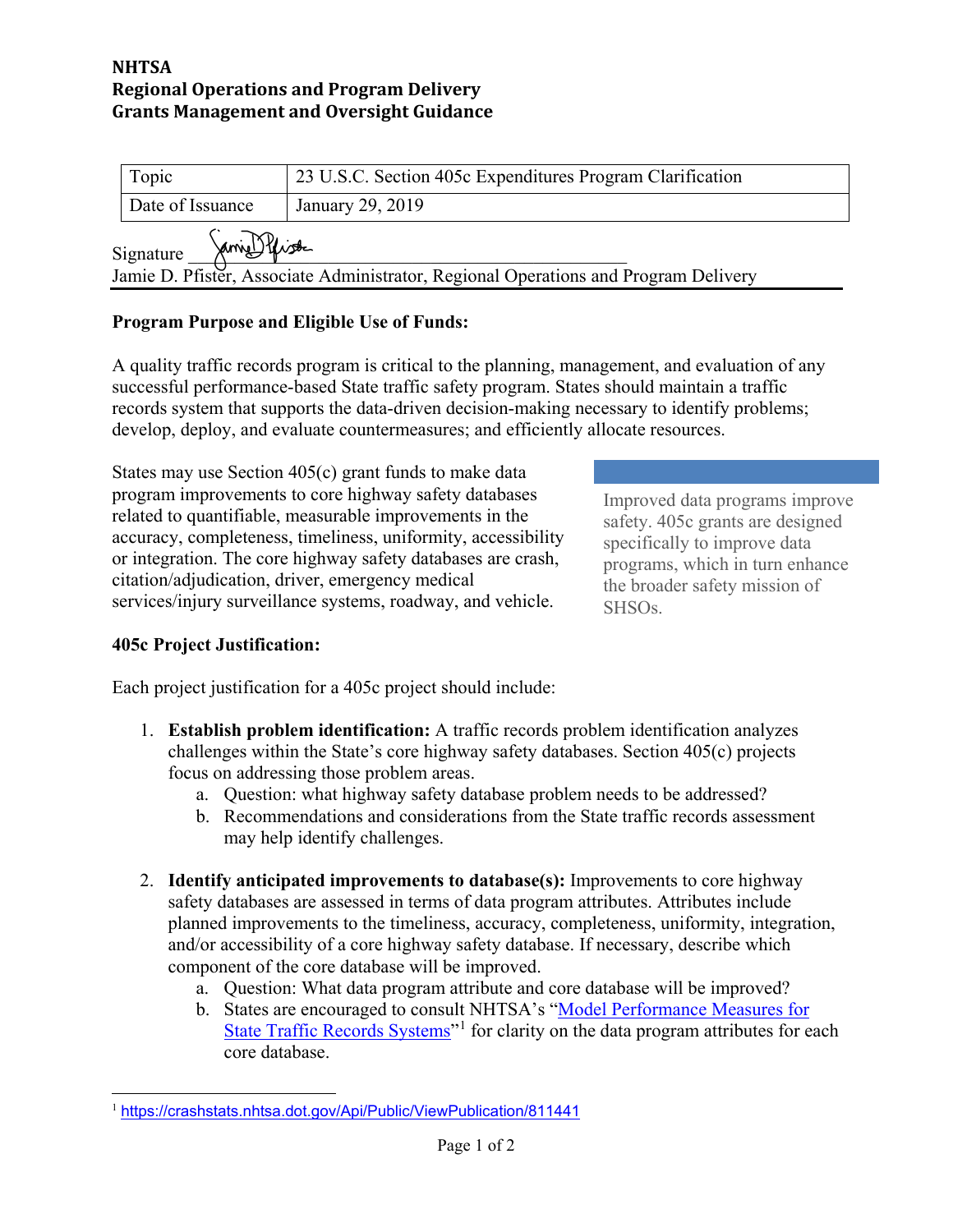**NHTSA**
**Regional Operations and Program Delivery**
**Grants Management and Oversight Guidance**

| Topic | 23 U.S.C. Section 405c Expenditures Program Clarification |
|---|---|
| Date of Issuance | January 29, 2019 |

Signature ____________________________________________

Jamie D. Pfister, Associate Administrator, Regional Operations and Program Delivery

**Program Purpose and Eligible Use of Funds:**

A quality traffic records program is critical to the planning, management, and evaluation of any successful performance-based State traffic safety program. States should maintain a traffic records system that supports the data-driven decision-making necessary to identify problems; develop, deploy, and evaluate countermeasures; and efficiently allocate resources.

States may use Section 405(c) grant funds to make data program improvements to core highway safety databases related to quantifiable, measurable improvements in the accuracy, completeness, timeliness, uniformity, accessibility or integration. The core highway safety databases are crash, citation/adjudication, driver, emergency medical services/injury surveillance systems, roadway, and vehicle.

Improved data programs improve safety. 405c grants are designed specifically to improve data programs, which in turn enhance the broader safety mission of SHSOs.

**405c Project Justification:**

Each project justification for a 405c project should include:

1. **Establish problem identification:** A traffic records problem identification analyzes challenges within the State's core highway safety databases. Section 405(c) projects focus on addressing those problem areas.
   a. Question: what highway safety database problem needs to be addressed?
   b. Recommendations and considerations from the State traffic records assessment may help identify challenges.

2. **Identify anticipated improvements to database(s):** Improvements to core highway safety databases are assessed in terms of data program attributes. Attributes include planned improvements to the timeliness, accuracy, completeness, uniformity, integration, and/or accessibility of a core highway safety database. If necessary, describe which component of the core database will be improved.
   a. Question: What data program attribute and core database will be improved?
   b. States are encouraged to consult NHTSA's "Model Performance Measures for State Traffic Records Systems"[1] for clarity on the data program attributes for each core database.

[1] https://crashstats.nhtsa.dot.gov/Api/Public/ViewPublication/811441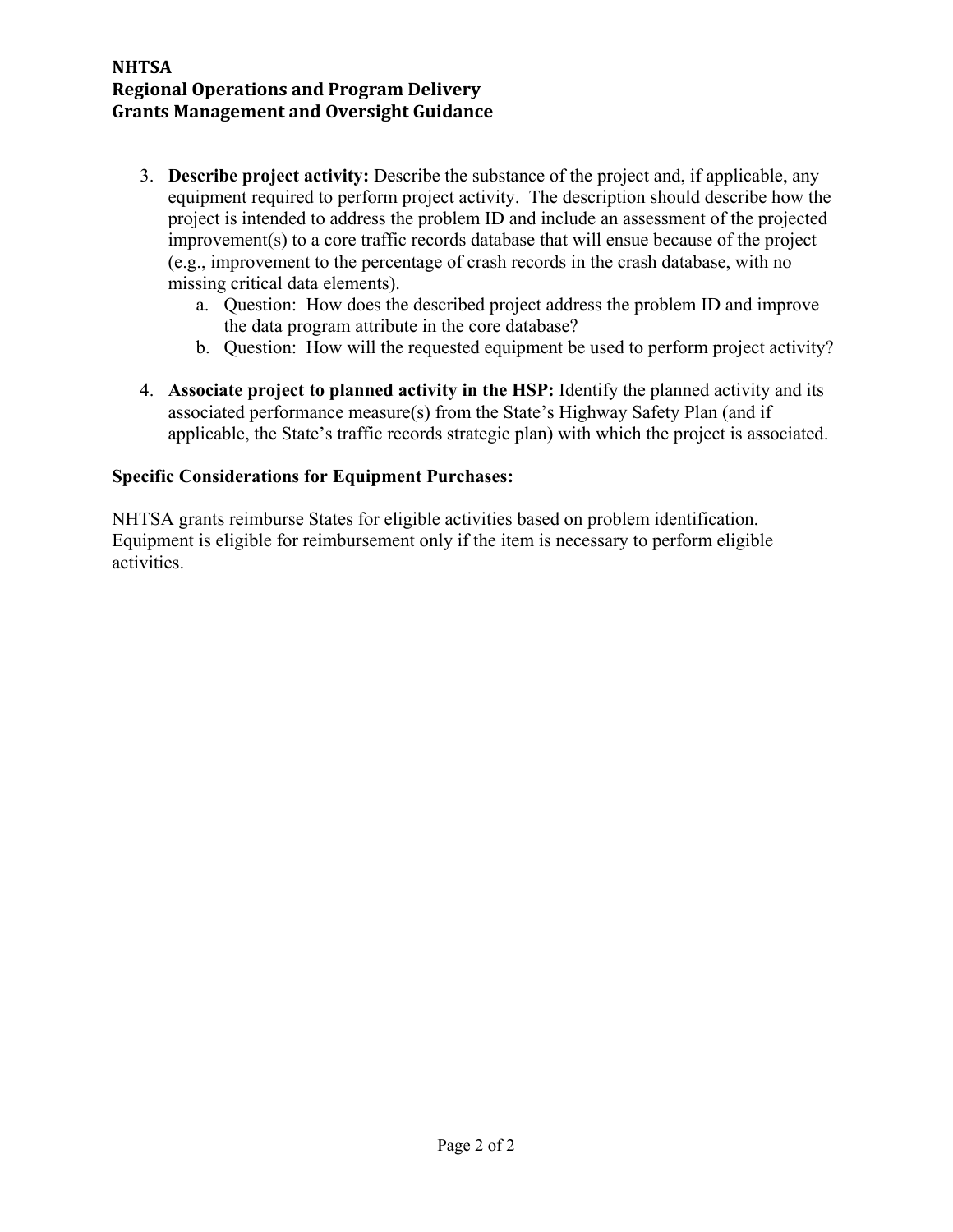3. **Describe project activity:** Describe the substance of the project and, if applicable, any equipment required to perform project activity. The description should describe how the project is intended to address the problem ID and include an assessment of the projected improvement(s) to a core traffic records database that will ensue because of the project (e.g., improvement to the percentage of crash records in the crash database, with no missing critical data elements).
   a. Question: How does the described project address the problem ID and improve the data program attribute in the core database?
   b. Question: How will the requested equipment be used to perform project activity?

4. **Associate project to planned activity in the HSP:** Identify the planned activity and its associated performance measure(s) from the State's Highway Safety Plan (and if applicable, the State's traffic records strategic plan) with which the project is associated.

**Specific Considerations for Equipment Purchases:**

NHTSA grants reimburse States for eligible activities based on problem identification. Equipment is eligible for reimbursement only if the item is necessary to perform eligible activities.